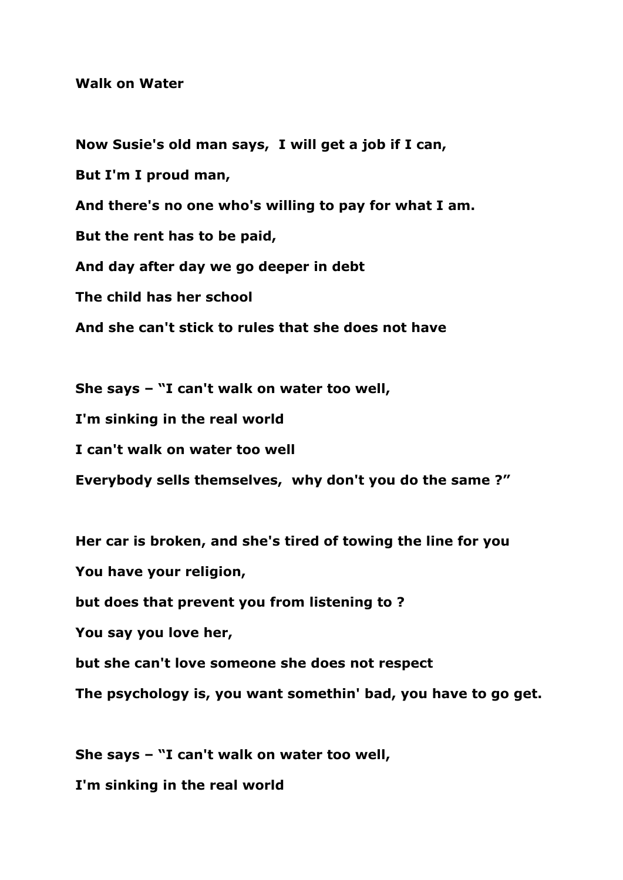**Walk on Water**

**Now Susie's old man says,  I will get a job if I can,**

**But I'm I proud man,**

**And there's no one who's willing to pay for what I am.**

**But the rent has to be paid,**

**And day after day we go deeper in debt**

**The child has her school**

**And she can't stick to rules that she does not have**

**She says – "I can't walk on water too well,**

**I'm sinking in the real world**

**I can't walk on water too well**

**Everybody sells themselves,  why don't you do the same ?"**

**Her car is broken, and she's tired of towing the line for you**

**You have your religion,**

**but does that prevent you from listening to ?**

**You say you love her,**

**but she can't love someone she does not respect**

**The psychology is, you want somethin' bad, you have to go get.**

**She says – "I can't walk on water too well,**

**I'm sinking in the real world**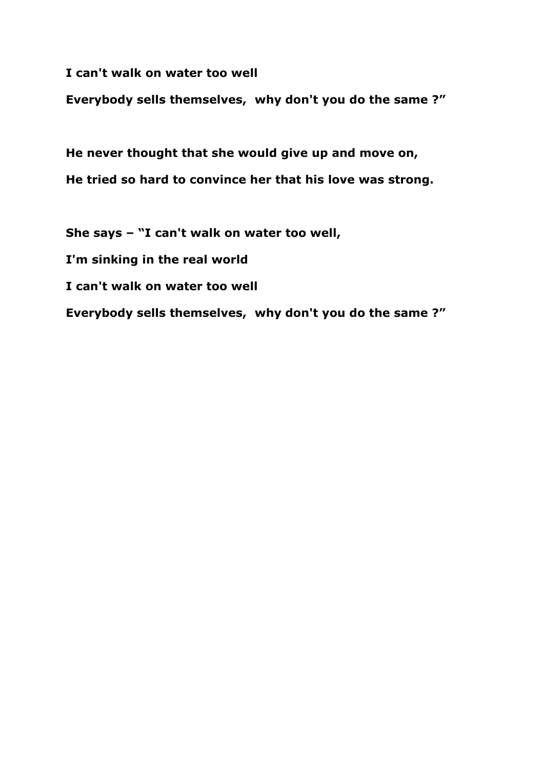**I can't walk on water too well**

**Everybody sells themselves,  why don't you do the same ?"**

**He never thought that she would give up and move on,**

**He tried so hard to convince her that his love was strong.**

**She says – "I can't walk on water too well,**

**I'm sinking in the real world**

**I can't walk on water too well**

**Everybody sells themselves,  why don't you do the same ?"**